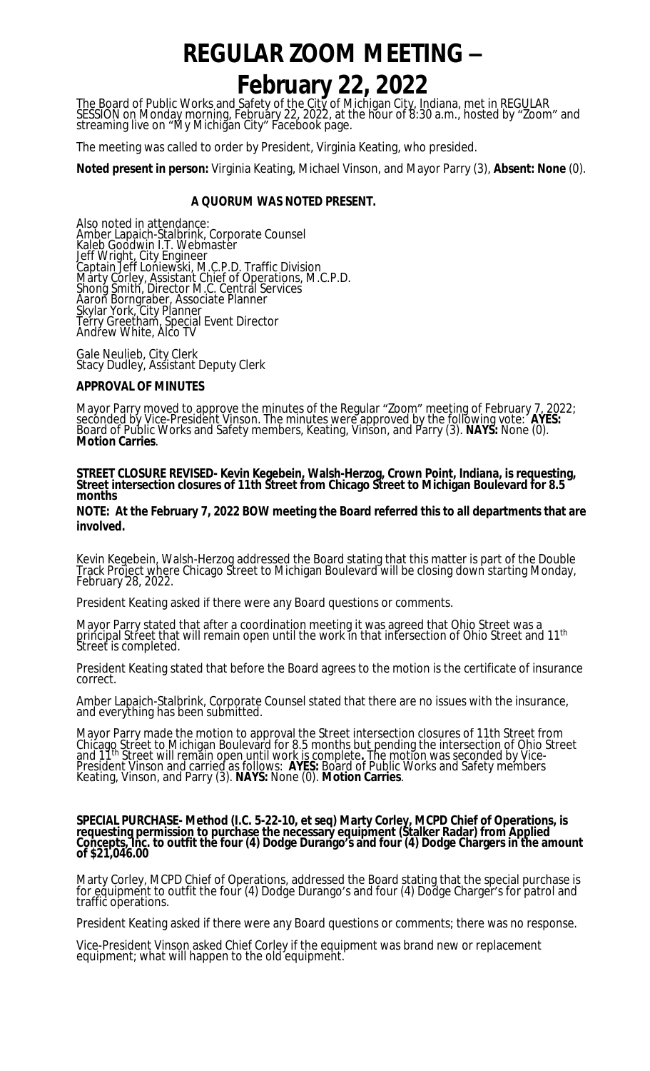# REGULAR ZOOM MEETING – February 22, 2022

The Board of Public Works and Safety of the City of Michigan City, Indiana, met in REGULAR SESSION on Monday morning, February 22, 2022, at the hour of 8:30 a.m., hosted by "Zoom" and streaming live on "My Michigan City" Facebook page.

The meeting was called to order by President, Virginia Keating, who presided.

**Noted present in person:** Virginia Keating, Michael Vinson, and Mayor Parry (3), **Absent: None** (0).

**A QUORUM WAS NOTED PRESENT.**

Also noted in attendance:
Amber Lapaich-Stalbrink, Corporate Counsel
Kaleb Goodwin I.T. Webmaster
Jeff Wright, City Engineer
Captain Jeff Loniewski, M.C.P.D. Traffic Division
Marty Corley, Assistant Chief of Operations, M.C.P.D.
Shong Smith, Director M.C. Central Services
Aaron Borngraber, Associate Planner
Skylar York, City Planner
Terry Greetham, Special Event Director
Andrew White, Alco TV

Gale Neulieb, City Clerk
Stacy Dudley, Assistant Deputy Clerk

**APPROVAL OF MINUTES**

Mayor Parry moved to approve the minutes of the Regular "Zoom" meeting of February 7, 2022; seconded by Vice-President Vinson. The minutes were approved by the following vote: **AYES:** Board of Public Works and Safety members, Keating, Vinson, and Parry (3). **NAYS:** None (0). **Motion Carries**.

**STREET CLOSURE REVISED- Kevin Kegebein, Walsh-Herzog, Crown Point, Indiana, is requesting, Street intersection closures of 11th Street from Chicago Street to Michigan Boulevard for 8.5 months**

**NOTE: At the February 7, 2022 BOW meeting the Board referred this to all departments that are involved.**

Kevin Kegebein, Walsh-Herzog addressed the Board stating that this matter is part of the Double Track Project where Chicago Street to Michigan Boulevard will be closing down starting Monday, February 28, 2022.

President Keating asked if there were any Board questions or comments.

Mayor Parry stated that after a coordination meeting it was agreed that Ohio Street was a principal Street that will remain open until the work in that intersection of Ohio Street and 11th Street is completed.

President Keating stated that before the Board agrees to the motion is the certificate of insurance correct.

Amber Lapaich-Stalbrink, Corporate Counsel stated that there are no issues with the insurance, and everything has been submitted.

Mayor Parry made the motion to approval the Street intersection closures of 11th Street from Chicago Street to Michigan Boulevard for 8.5 months but pending the intersection of Ohio Street and 11th Street will remain open until work is complete**.** The motion was seconded by Vice-President Vinson and carried as follows: **AYES:** Board of Public Works and Safety members Keating, Vinson, and Parry (3). **NAYS:** None (0). **Motion Carries**.

**SPECIAL PURCHASE- Method (I.C. 5-22-10, et seq) Marty Corley, MCPD Chief of Operations, is requesting permission to purchase the necessary equipment (Stalker Radar) from Applied Concepts, Inc. to outfit the four (4) Dodge Durango's and four (4) Dodge Chargers in the amount of $21,046.00**

Marty Corley, MCPD Chief of Operations, addressed the Board stating that the special purchase is for equipment to outfit the four (4) Dodge Durango's and four (4) Dodge Charger's for patrol and traffic operations.

President Keating asked if there were any Board questions or comments; there was no response.

Vice-President Vinson asked Chief Corley if the equipment was brand new or replacement equipment; what will happen to the old equipment.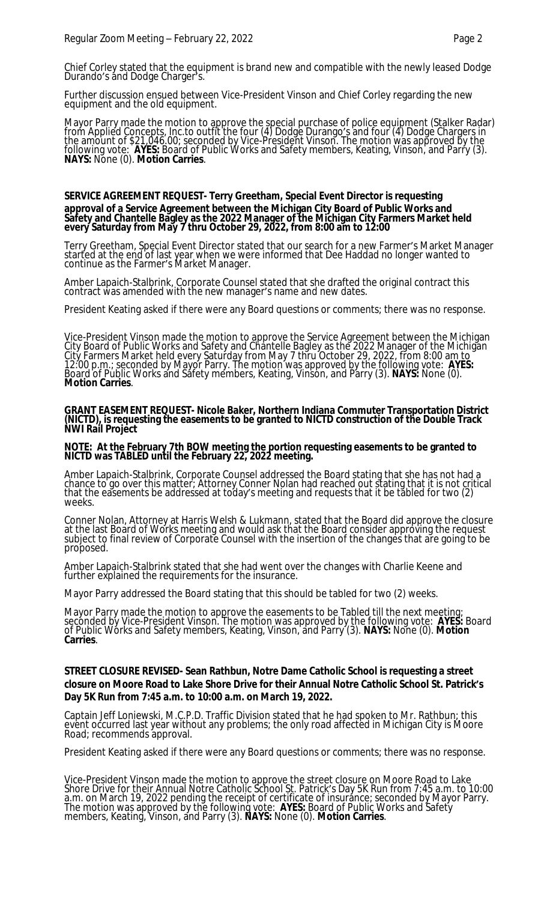Chief Corley stated that the equipment is brand new and compatible with the newly leased Dodge Durando's and Dodge Charger's.

Further discussion ensued between Vice-President Vinson and Chief Corley regarding the new equipment and the old equipment.

Mayor Parry made the motion to approve the special purchase of police equipment (Stalker Radar) from Applied Concepts, Inc.to outfit the four (4) Dodge Durango's and four (4) Dodge Chargers in the amount of $21,046.00; seconded by Vice-President Vinson. The motion was approved by the following vote: **AYES:** Board of Public Works and Safety members, Keating, Vinson, and Parry (3). **NAYS:** None (0). **Motion Carries**.

**SERVICE AGREEMENT REQUEST- Terry Greetham, Special Event Director is requesting approval of a Service Agreement between the Michigan City Board of Public Works and Safety and Chantelle Bagley as the 2022 Manager of the Michigan City Farmers Market held every Saturday from May 7 thru October 29, 2022, from 8:00 am to 12:00**

Terry Greetham, Special Event Director stated that our search for a new Farmer's Market Manager started at the end of last year when we were informed that Dee Haddad no longer wanted to continue as the Farmer's Market Manager.

Amber Lapaich-Stalbrink, Corporate Counsel stated that she drafted the original contract this contract was amended with the new manager's name and new dates.

President Keating asked if there were any Board questions or comments; there was no response.

Vice-President Vinson made the motion to approve the Service Agreement between the Michigan City Board of Public Works and Safety and Chantelle Bagley as the 2022 Manager of the Michigan City Farmers Market held every Saturday from May 7 thru October 29, 2022, from 8:00 am to 12:00 p.m.; seconded by Mayor Parry. The motion was approved by the following vote: **AYES:** Board of Public Works and Safety members, Keating, Vinson, and Parry (3). **NAYS:** None (0). **Motion Carries**.

**GRANT EASEMENT REQUEST- Nicole Baker, Northern Indiana Commuter Transportation District (NICTD), is requesting the easements to be granted to NICTD construction of the Double Track NWI Rail Project**

**NOTE: At the February 7th BOW meeting the portion requesting easements to be granted to NICTD was TABLED until the February 22, 2022 meeting.**

Amber Lapaich-Stalbrink, Corporate Counsel addressed the Board stating that she has not had a chance to go over this matter; Attorney Conner Nolan had reached out stating that it is not critical that the easements be addressed at today's meeting and requests that it be tabled for two (2) weeks.

Conner Nolan, Attorney at Harris Welsh & Lukmann, stated that the Board did approve the closure at the last Board of Works meeting and would ask that the Board consider approving the request subject to final review of Corporate Counsel with the insertion of the changes that are going to be proposed.

Amber Lapaich-Stalbrink stated that she had went over the changes with Charlie Keene and further explained the requirements for the insurance.

Mayor Parry addressed the Board stating that this should be tabled for two (2) weeks.

Mayor Parry made the motion to approve the easements to be Tabled till the next meeting; seconded by Vice-President Vinson. The motion was approved by the following vote: **AYES:** Board of Public Works and Safety members, Keating, Vinson, and Parry (3). **NAYS:** None (0). **Motion Carries**.

**STREET CLOSURE REVISED- Sean Rathbun, Notre Dame Catholic School is requesting a street closure on Moore Road to Lake Shore Drive for their Annual Notre Catholic School St. Patrick's Day 5K Run from 7:45 a.m. to 10:00 a.m. on March 19, 2022.**

Captain Jeff Loniewski, M.C.P.D. Traffic Division stated that he had spoken to Mr. Rathbun; this event occurred last year without any problems; the only road affected in Michigan City is Moore Road; recommends approval.

President Keating asked if there were any Board questions or comments; there was no response.

Vice-President Vinson made the motion to approve the street closure on Moore Road to Lake Shore Drive for their Annual Notre Catholic School St. Patrick's Day 5K Run from 7:45 a.m. to 10:00 a.m. on March 19, 2022 pending the receipt of certificate of insurance; seconded by Mayor Parry. The motion was approved by the following vote: **AYES:** Board of Public Works and Safety members, Keating, Vinson, and Parry (3). **NAYS:** None (0). **Motion Carries**.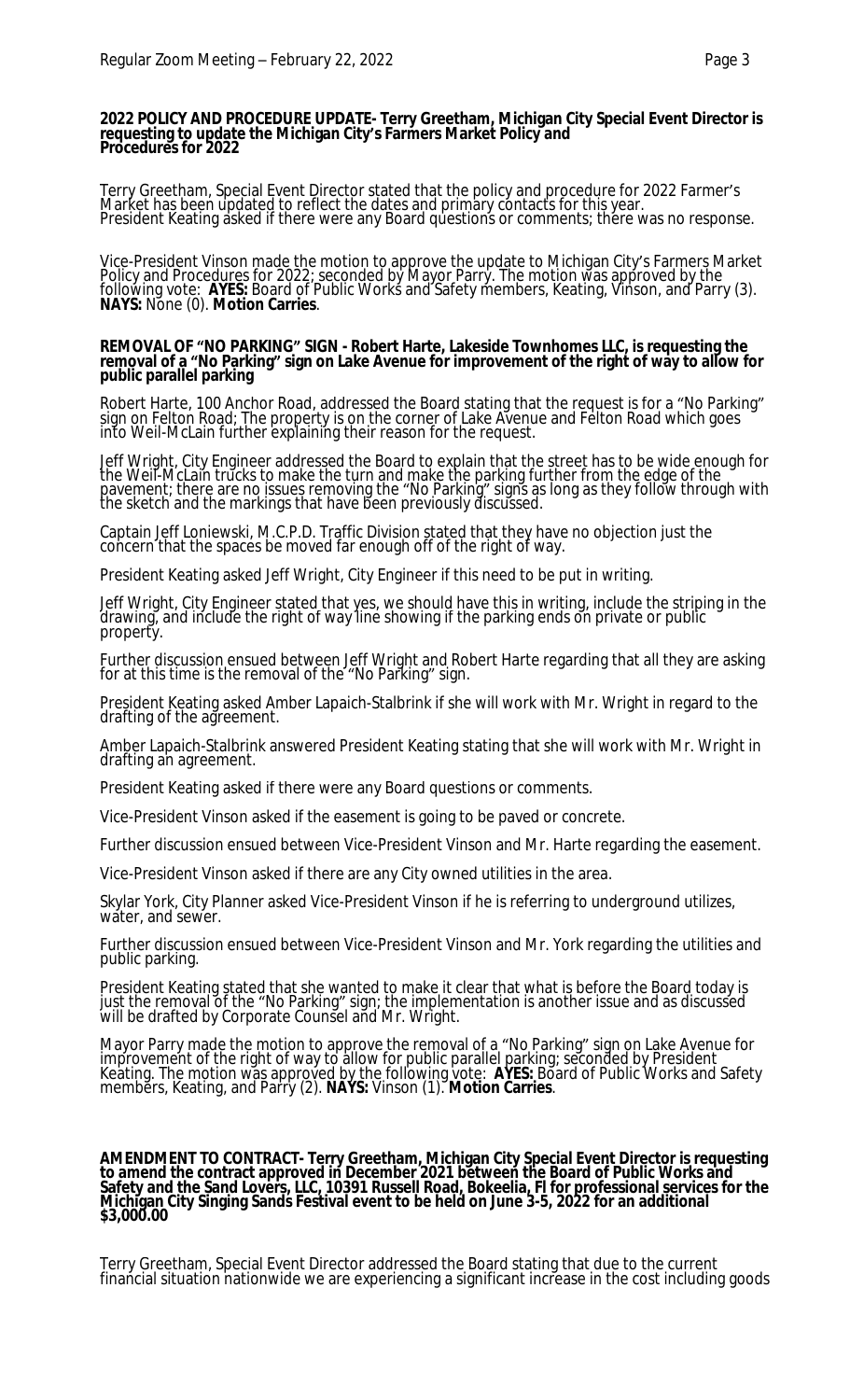**2022 POLICY AND PROCEDURE UPDATE- Terry Greetham, Michigan City Special Event Director is requesting to update the Michigan City's Farmers Market Policy and Procedures for 2022**

Terry Greetham, Special Event Director stated that the policy and procedure for 2022 Farmer's Market has been updated to reflect the dates and primary contacts for this year. President Keating asked if there were any Board questions or comments; there was no response.

Vice-President Vinson made the motion to approve the update to Michigan City's Farmers Market Policy and Procedures for 2022; seconded by Mayor Parry. The motion was approved by the following vote: **AYES:** Board of Public Works and Safety members, Keating, Vinson, and Parry (3). **NAYS:** None (0). **Motion Carries**.

**REMOVAL OF "NO PARKING" SIGN - Robert Harte, Lakeside Townhomes LLC, is requesting the removal of a "No Parking" sign on Lake Avenue for improvement of the right of way to allow for public parallel parking**

Robert Harte, 100 Anchor Road, addressed the Board stating that the request is for a "No Parking" sign on Felton Road; The property is on the corner of Lake Avenue and Felton Road which goes into Weil-McLain further explaining their reason for the request.

Jeff Wright, City Engineer addressed the Board to explain that the street has to be wide enough for the Weil-McLain trucks to make the turn and make the parking further from the edge of the pavement; there are no issues removing the "No Parking" signs as long as they follow through with the sketch and the markings that have been previously discussed.

Captain Jeff Loniewski, M.C.P.D. Traffic Division stated that they have no objection just the concern that the spaces be moved far enough off of the right of way.

President Keating asked Jeff Wright, City Engineer if this need to be put in writing.

Jeff Wright, City Engineer stated that yes, we should have this in writing, include the striping in the drawing, and include the right of way line showing if the parking ends on private or public property.

Further discussion ensued between Jeff Wright and Robert Harte regarding that all they are asking for at this time is the removal of the "No Parking" sign.

President Keating asked Amber Lapaich-Stalbrink if she will work with Mr. Wright in regard to the drafting of the agreement.

Amber Lapaich-Stalbrink answered President Keating stating that she will work with Mr. Wright in drafting an agreement.

President Keating asked if there were any Board questions or comments.

Vice-President Vinson asked if the easement is going to be paved or concrete.

Further discussion ensued between Vice-President Vinson and Mr. Harte regarding the easement.

Vice-President Vinson asked if there are any City owned utilities in the area.

Skylar York, City Planner asked Vice-President Vinson if he is referring to underground utilizes, water, and sewer.

Further discussion ensued between Vice-President Vinson and Mr. York regarding the utilities and public parking.

President Keating stated that she wanted to make it clear that what is before the Board today is just the removal of the "No Parking" sign; the implementation is another issue and as discussed will be drafted by Corporate Counsel and Mr. Wright.

Mayor Parry made the motion to approve the removal of a "No Parking" sign on Lake Avenue for improvement of the right of way to allow for public parallel parking; seconded by President Keating. The motion was approved by the following vote: **AYES:** Board of Public Works and Safety members, Keating, and Parry (2). **NAYS:** Vinson (1). **Motion Carries**.

**AMENDMENT TO CONTRACT- Terry Greetham, Michigan City Special Event Director is requesting to amend the contract approved in December 2021 between the Board of Public Works and Safety and the Sand Lovers, LLC, 10391 Russell Road, Bokeelia, Fl for professional services for the Michigan City Singing Sands Festival event to be held on June 3-5, 2022 for an additional $3,000.00**

Terry Greetham, Special Event Director addressed the Board stating that due to the current financial situation nationwide we are experiencing a significant increase in the cost including goods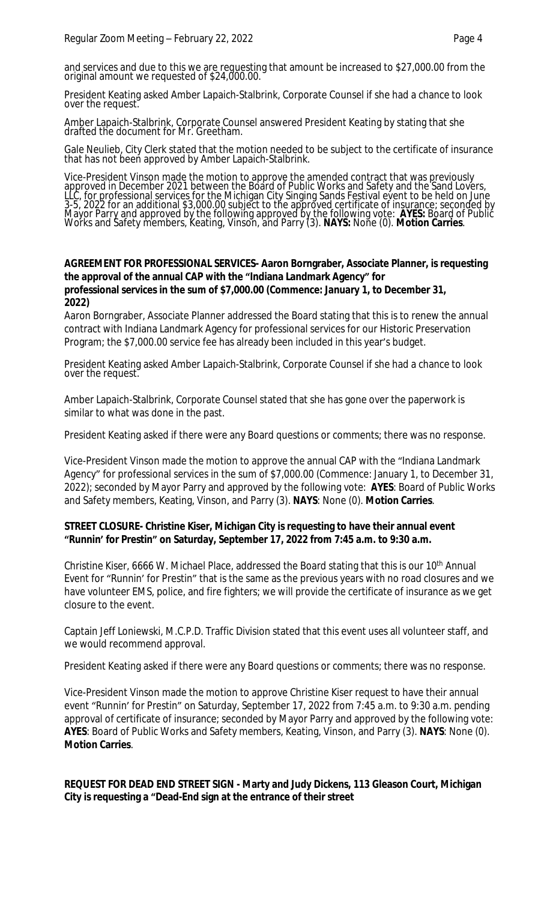and services and due to this we are requesting that amount be increased to $27,000.00 from the original amount we requested of $24,000.00.

President Keating asked Amber Lapaich-Stalbrink, Corporate Counsel if she had a chance to look over the request.

Amber Lapaich-Stalbrink, Corporate Counsel answered President Keating by stating that she drafted the document for Mr. Greetham.

Gale Neulieb, City Clerk stated that the motion needed to be subject to the certificate of insurance that has not been approved by Amber Lapaich-Stalbrink.

Vice-President Vinson made the motion to approve the amended contract that was previously approved in December 2021 between the Board of Public Works and Safety and the Sand Lovers, LLC, for professional services for the Michigan City Singing Sands Festival event to be held on June 3-5, 2022 for an additional $3,000.00 subject to the approved certificate of insurance; seconded by Mayor Parry and approved by the following approved by the following vote: **AYES:** Board of Public Works and Safety members, Keating, Vinson, and Parry (3). **NAYS:** None (0). **Motion Carries**.

**AGREEMENT FOR PROFESSIONAL SERVICES- Aaron Borngraber, Associate Planner, is requesting the approval of the annual CAP with the "Indiana Landmark Agency" for professional services in the sum of $7,000.00 (Commence: January 1, to December 31, 2022)**

Aaron Borngraber, Associate Planner addressed the Board stating that this is to renew the annual contract with Indiana Landmark Agency for professional services for our Historic Preservation Program; the $7,000.00 service fee has already been included in this year's budget.

President Keating asked Amber Lapaich-Stalbrink, Corporate Counsel if she had a chance to look over the request.

Amber Lapaich-Stalbrink, Corporate Counsel stated that she has gone over the paperwork is similar to what was done in the past.

President Keating asked if there were any Board questions or comments; there was no response.

Vice-President Vinson made the motion to approve the annual CAP with the "Indiana Landmark Agency" for professional services in the sum of $7,000.00 (Commence: January 1, to December 31, 2022); seconded by Mayor Parry and approved by the following vote: **AYES**: Board of Public Works and Safety members, Keating, Vinson, and Parry (3). **NAYS**: None (0). **Motion Carries**.

**STREET CLOSURE- Christine Kiser, Michigan City is requesting to have their annual event "Runnin' for Prestin" on Saturday, September 17, 2022 from 7:45 a.m. to 9:30 a.m.**

Christine Kiser, 6666 W. Michael Place, addressed the Board stating that this is our 10th Annual Event for "Runnin' for Prestin" that is the same as the previous years with no road closures and we have volunteer EMS, police, and fire fighters; we will provide the certificate of insurance as we get closure to the event.

Captain Jeff Loniewski, M.C.P.D. Traffic Division stated that this event uses all volunteer staff, and we would recommend approval.

President Keating asked if there were any Board questions or comments; there was no response.

Vice-President Vinson made the motion to approve Christine Kiser request to have their annual event "Runnin' for Prestin" on Saturday, September 17, 2022 from 7:45 a.m. to 9:30 a.m. pending approval of certificate of insurance; seconded by Mayor Parry and approved by the following vote: **AYES**: Board of Public Works and Safety members, Keating, Vinson, and Parry (3). **NAYS**: None (0). **Motion Carries**.

**REQUEST FOR DEAD END STREET SIGN - Marty and Judy Dickens, 113 Gleason Court, Michigan City is requesting a "Dead-End sign at the entrance of their street**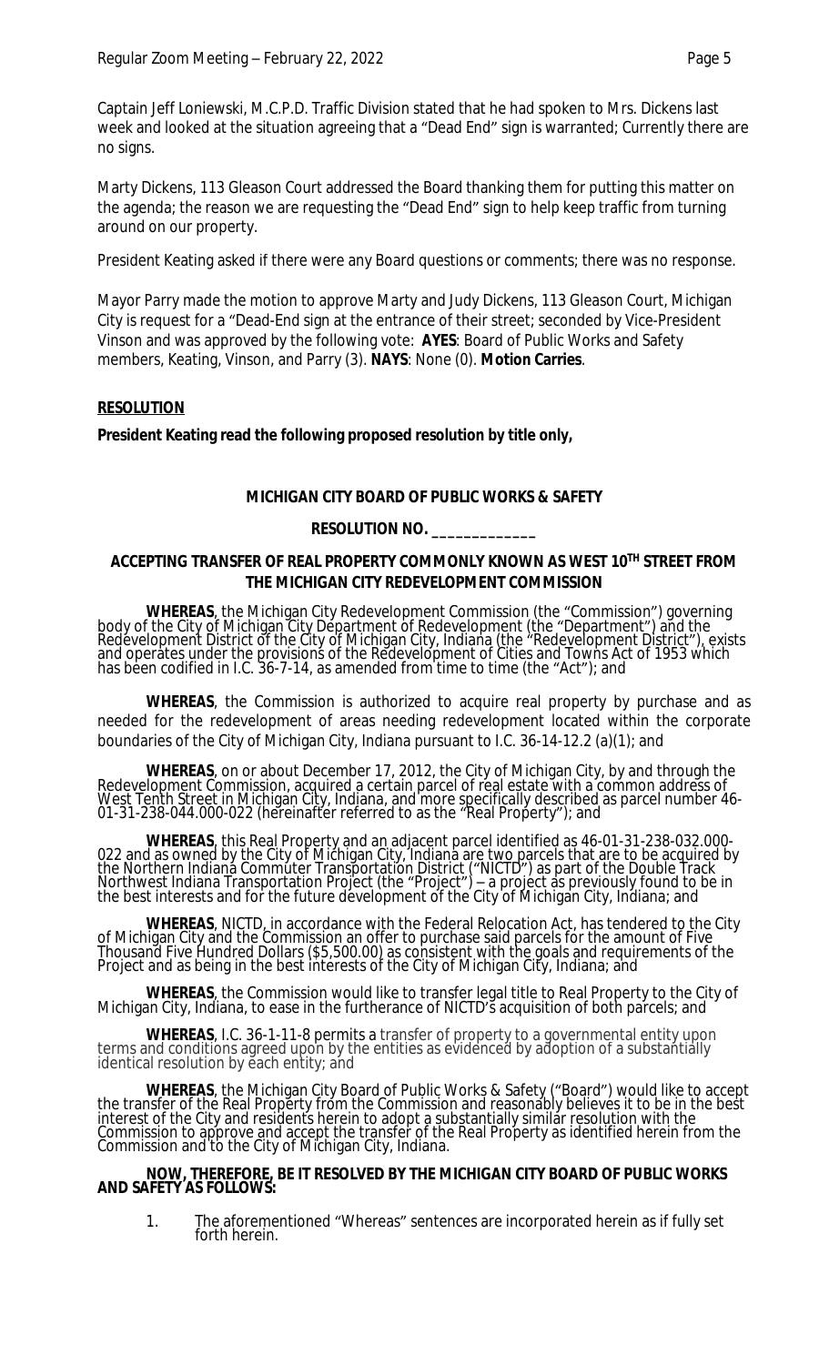Captain Jeff Loniewski, M.C.P.D. Traffic Division stated that he had spoken to Mrs. Dickens last week and looked at the situation agreeing that a "Dead End" sign is warranted; Currently there are no signs.

Marty Dickens, 113 Gleason Court addressed the Board thanking them for putting this matter on the agenda; the reason we are requesting the "Dead End" sign to help keep traffic from turning around on our property.

President Keating asked if there were any Board questions or comments; there was no response.

Mayor Parry made the motion to approve Marty and Judy Dickens, 113 Gleason Court, Michigan City is request for a "Dead-End sign at the entrance of their street; seconded by Vice-President Vinson and was approved by the following vote: **AYES**: Board of Public Works and Safety members, Keating, Vinson, and Parry (3). **NAYS**: None (0). **Motion Carries**.

**RESOLUTION**

**President Keating read the following proposed resolution by title only,**

**MICHIGAN CITY BOARD OF PUBLIC WORKS & SAFETY**

**RESOLUTION NO. _____________**

**ACCEPTING TRANSFER OF REAL PROPERTY COMMONLY KNOWN AS WEST 10TH STREET FROM THE MICHIGAN CITY REDEVELOPMENT COMMISSION**

**WHEREAS**, the Michigan City Redevelopment Commission (the "Commission") governing body of the City of Michigan City Department of Redevelopment (the "Department") and the Redevelopment District of the City of Michigan City, Indiana (the "Redevelopment District"), exists and operates under the provisions of the Redevelopment of Cities and Towns Act of 1953 which has been codified in I.C. 36-7-14, as amended from time to time (the "Act"); and

**WHEREAS**, the Commission is authorized to acquire real property by purchase and as needed for the redevelopment of areas needing redevelopment located within the corporate boundaries of the City of Michigan City, Indiana pursuant to I.C. 36-14-12.2 (a)(1); and

**WHEREAS**, on or about December 17, 2012, the City of Michigan City, by and through the Redevelopment Commission, acquired a certain parcel of real estate with a common address of West Tenth Street in Michigan City, Indiana, and more specifically described as parcel number 46-01-31-238-044.000-022 (hereinafter referred to as the "Real Property"); and

**WHEREAS**, this Real Property and an adjacent parcel identified as 46-01-31-238-032.000-022 and as owned by the City of Michigan City, Indiana are two parcels that are to be acquired by the Northern Indiana Commuter Transportation District ("NICTD") as part of the Double Track Northwest Indiana Transportation Project (the "Project") – a project as previously found to be in the best interests and for the future development of the City of Michigan City, Indiana; and

**WHEREAS**, NICTD, in accordance with the Federal Relocation Act, has tendered to the City of Michigan City and the Commission an offer to purchase said parcels for the amount of Five Thousand Five Hundred Dollars ($5,500.00) as consistent with the goals and requirements of the Project and as being in the best interests of the City of Michigan City, Indiana; and

**WHEREAS**, the Commission would like to transfer legal title to Real Property to the City of Michigan City, Indiana, to ease in the furtherance of NICTD's acquisition of both parcels; and

**WHEREAS**, I.C. 36-1-11-8 permits a transfer of property to a governmental entity upon terms and conditions agreed upon by the entities as evidenced by adoption of a substantially identical resolution by each entity; and

**WHEREAS**, the Michigan City Board of Public Works & Safety ("Board") would like to accept the transfer of the Real Property from the Commission and reasonably believes it to be in the best interest of the City and residents herein to adopt a substantially similar resolution with the Commission to approve and accept the transfer of the Real Property as identified herein from the Commission and to the City of Michigan City, Indiana.

**NOW, THEREFORE, BE IT RESOLVED BY THE MICHIGAN CITY BOARD OF PUBLIC WORKS AND SAFETY AS FOLLOWS:**

1. The aforementioned "Whereas" sentences are incorporated herein as if fully set forth herein.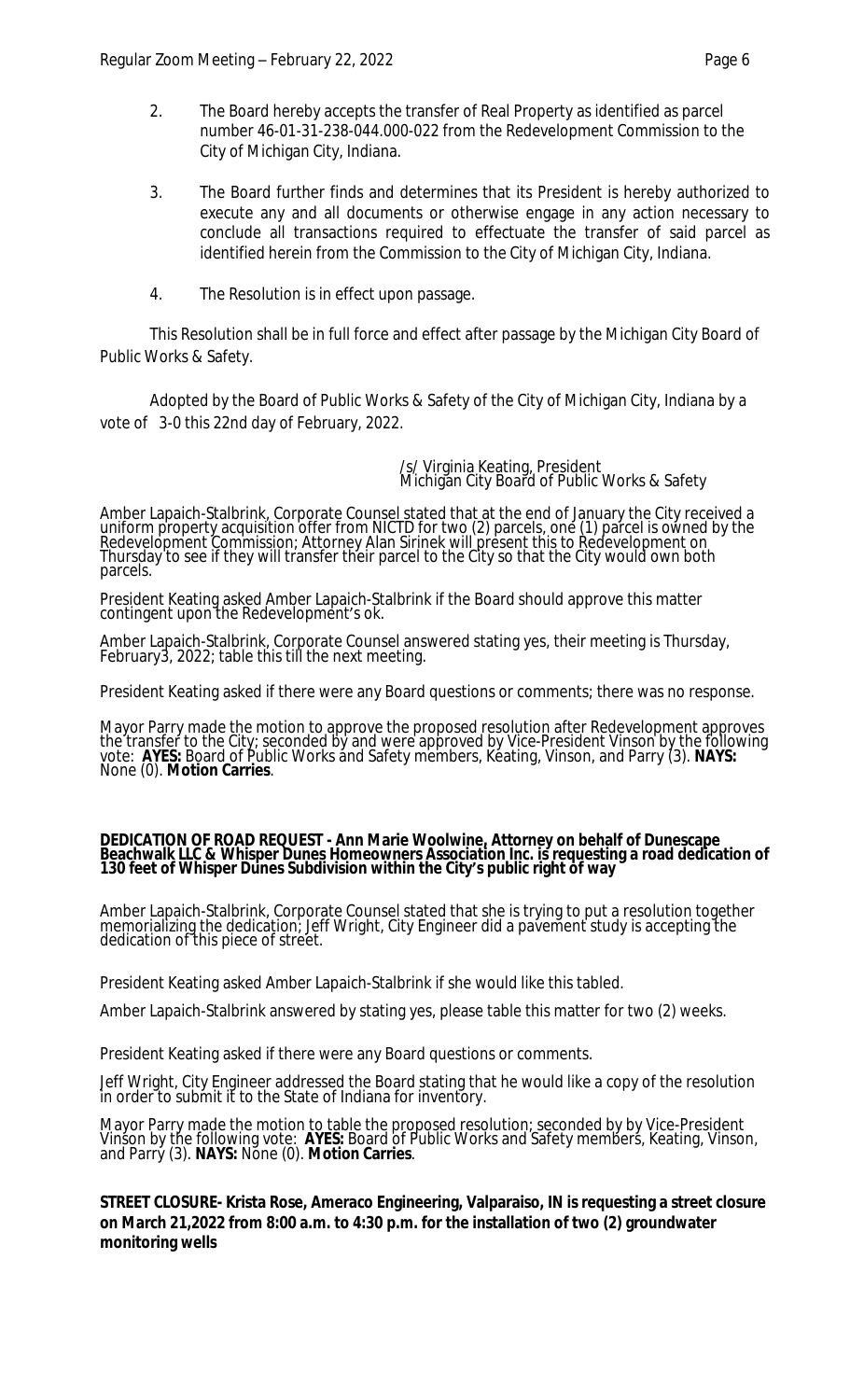2. The Board hereby accepts the transfer of Real Property as identified as parcel number 46-01-31-238-044.000-022 from the Redevelopment Commission to the City of Michigan City, Indiana.

3. The Board further finds and determines that its President is hereby authorized to execute any and all documents or otherwise engage in any action necessary to conclude all transactions required to effectuate the transfer of said parcel as identified herein from the Commission to the City of Michigan City, Indiana.

4. The Resolution is in effect upon passage.

This Resolution shall be in full force and effect after passage by the Michigan City Board of Public Works & Safety.

Adopted by the Board of Public Works & Safety of the City of Michigan City, Indiana by a vote of 3-0 this 22nd day of February, 2022.

/s/ Virginia Keating, President
Michigan City Board of Public Works & Safety

Amber Lapaich-Stalbrink, Corporate Counsel stated that at the end of January the City received a uniform property acquisition offer from NICTD for two (2) parcels, one (1) parcel is owned by the Redevelopment Commission; Attorney Alan Sirinek will present this to Redevelopment on Thursday to see if they will transfer their parcel to the City so that the City would own both parcels.

President Keating asked Amber Lapaich-Stalbrink if the Board should approve this matter contingent upon the Redevelopment's ok.

Amber Lapaich-Stalbrink, Corporate Counsel answered stating yes, their meeting is Thursday, February3, 2022; table this till the next meeting.

President Keating asked if there were any Board questions or comments; there was no response.

Mayor Parry made the motion to approve the proposed resolution after Redevelopment approves the transfer to the City; seconded by and were approved by Vice-President Vinson by the following vote: **AYES:** Board of Public Works and Safety members, Keating, Vinson, and Parry (3). **NAYS:** None (0). **Motion Carries**.

**DEDICATION OF ROAD REQUEST - Ann Marie Woolwine, Attorney on behalf of Dunescape Beachwalk LLC & Whisper Dunes Homeowners Association Inc. is requesting a road dedication of 130 feet of Whisper Dunes Subdivision within the City's public right of way**

Amber Lapaich-Stalbrink, Corporate Counsel stated that she is trying to put a resolution together memorializing the dedication; Jeff Wright, City Engineer did a pavement study is accepting the dedication of this piece of street.

President Keating asked Amber Lapaich-Stalbrink if she would like this tabled.

Amber Lapaich-Stalbrink answered by stating yes, please table this matter for two (2) weeks.

President Keating asked if there were any Board questions or comments.

Jeff Wright, City Engineer addressed the Board stating that he would like a copy of the resolution in order to submit it to the State of Indiana for inventory.

Mayor Parry made the motion to table the proposed resolution; seconded by by Vice-President Vinson by the following vote: **AYES:** Board of Public Works and Safety members, Keating, Vinson, and Parry (3). **NAYS:** None (0). **Motion Carries**.

**STREET CLOSURE- Krista Rose, Ameraco Engineering, Valparaiso, IN is requesting a street closure on March 21,2022 from 8:00 a.m. to 4:30 p.m. for the installation of two (2) groundwater monitoring wells**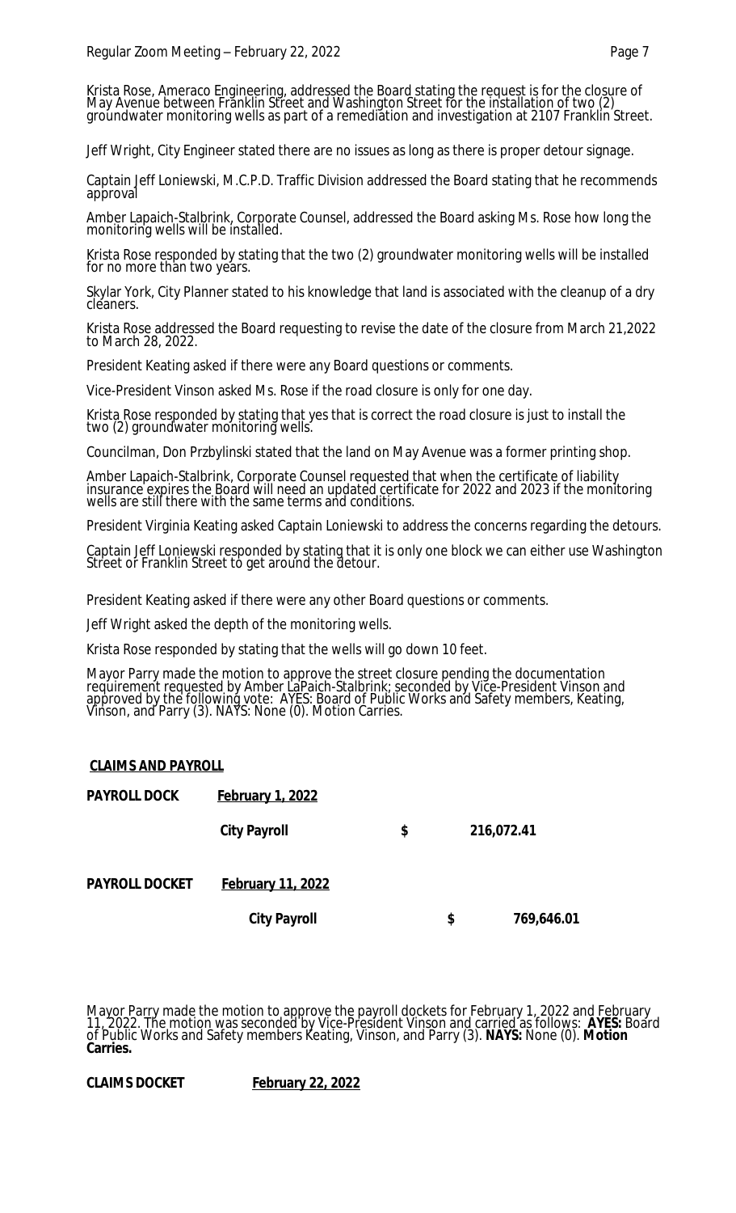Krista Rose, Ameraco Engineering, addressed the Board stating the request is for the closure of May Avenue between Franklin Street and Washington Street for the installation of two (2) groundwater monitoring wells as part of a remediation and investigation at 2107 Franklin Street.

Jeff Wright, City Engineer stated there are no issues as long as there is proper detour signage.

Captain Jeff Loniewski, M.C.P.D. Traffic Division addressed the Board stating that he recommends approval

Amber Lapaich-Stalbrink, Corporate Counsel, addressed the Board asking Ms. Rose how long the monitoring wells will be installed.

Krista Rose responded by stating that the two (2) groundwater monitoring wells will be installed for no more than two years.

Skylar York, City Planner stated to his knowledge that land is associated with the cleanup of a dry cleaners.

Krista Rose addressed the Board requesting to revise the date of the closure from March 21,2022 to March 28, 2022.

President Keating asked if there were any Board questions or comments.

Vice-President Vinson asked Ms. Rose if the road closure is only for one day.

Krista Rose responded by stating that yes that is correct the road closure is just to install the two (2) groundwater monitoring wells.

Councilman, Don Przbylinski stated that the land on May Avenue was a former printing shop.

Amber Lapaich-Stalbrink, Corporate Counsel requested that when the certificate of liability insurance expires the Board will need an updated certificate for 2022 and 2023 if the monitoring wells are still there with the same terms and conditions.

President Virginia Keating asked Captain Loniewski to address the concerns regarding the detours.

Captain Jeff Loniewski responded by stating that it is only one block we can either use Washington Street or Franklin Street to get around the detour.

President Keating asked if there were any other Board questions or comments.

Jeff Wright asked the depth of the monitoring wells.

Krista Rose responded by stating that the wells will go down 10 feet.

Mayor Parry made the motion to approve the street closure pending the documentation requirement requested by Amber LaPaich-Stalbrink; seconded by Vice-President Vinson and approved by the following vote: AYES: Board of Public Works and Safety members, Keating, Vinson, and Parry (3). NAYS: None (0). Motion Carries.

**CLAIMS AND PAYROLL**

| | | | |
|---|---|---|---|
| **PAYROLL DOCK** | **February 1, 2022** | | |
| | **City Payroll** | **$** | **216,072.41** |
| **PAYROLL DOCKET** | **February 11, 2022** | | |
| | **City Payroll** | **$** | **769,646.01** |

Mayor Parry made the motion to approve the payroll dockets for February 1, 2022 and February 11, 2022. The motion was seconded by Vice-President Vinson and carried as follows: **AYES:** Board of Public Works and Safety members Keating, Vinson, and Parry (3). **NAYS:** None (0). **Motion Carries.**

**CLAIMS DOCKET** **February 22, 2022**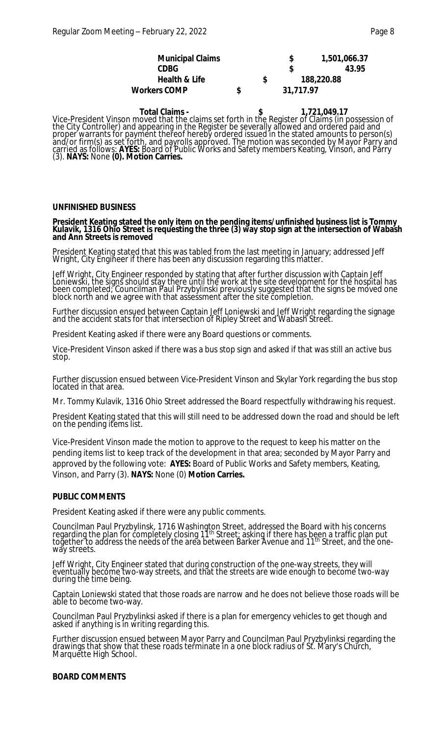| | | |
|---|---|---|
| **Municipal Claims** | **$** | **1,501,066.37** |
| **CDBG** | **$** | **43.95** |
| **Health & Life** | **$** | **188,220.88** |
| **Workers COMP** | **$** | **31,717.97** |
| **Total Claims -** | **$** | **1,721,049.17** |

Vice-President Vinson moved that the claims set forth in the Register of Claims (in possession of the City Controller) and appearing in the Register be severally allowed and ordered paid and proper warrants for payment thereof hereby ordered issued in the stated amounts to person(s) and/or firm(s) as set forth, and payrolls approved. The motion was seconded by Mayor Parry and carried as follows: **AYES:** Board of Public Works and Safety members Keating, Vinson, and Parry (3). **NAYS:** None **(0). Motion Carries.**

**UNFINISHED BUSINESS**

**President Keating stated the only item on the pending items/unfinished business list is Tommy Kulavik, 1316 Ohio Street is requesting the three (3) way stop sign at the intersection of Wabash and Ann Streets is removed**

President Keating stated that this was tabled from the last meeting in January; addressed Jeff Wright, City Engineer if there has been any discussion regarding this matter.

Jeff Wright, City Engineer responded by stating that after further discussion with Captain Jeff Loniewski, the signs should stay there until the work at the site development for the hospital has been completed; Councilman Paul Przybylinski previously suggested that the signs be moved one block north and we agree with that assessment after the site completion.

Further discussion ensued between Captain Jeff Loniewski and Jeff Wright regarding the signage and the accident stats for that intersection of Ripley Street and Wabash Street.

President Keating asked if there were any Board questions or comments.

Vice-President Vinson asked if there was a bus stop sign and asked if that was still an active bus stop.

Further discussion ensued between Vice-President Vinson and Skylar York regarding the bus stop located in that area.

Mr. Tommy Kulavik, 1316 Ohio Street addressed the Board respectfully withdrawing his request.

President Keating stated that this will still need to be addressed down the road and should be left on the pending items list.

Vice-President Vinson made the motion to approve to the request to keep his matter on the pending items list to keep track of the development in that area; seconded by Mayor Parry and approved by the following vote: **AYES:** Board of Public Works and Safety members, Keating, Vinson, and Parry (3). **NAYS:** None (0) **Motion Carries.**

**PUBLIC COMMENTS**

President Keating asked if there were any public comments.

Councilman Paul Pryzbylinsk, 1716 Washington Street, addressed the Board with his concerns regarding the plan for completely closing 11th Street; asking if there has been a traffic plan put together to address the needs of the area between Barker Avenue and 11th Street, and the one-way streets.

Jeff Wright, City Engineer stated that during construction of the one-way streets, they will eventually become two-way streets, and that the streets are wide enough to become two-way during the time being.

Captain Loniewski stated that those roads are narrow and he does not believe those roads will be able to become two-way.

Councilman Paul Pryzbylinksi asked if there is a plan for emergency vehicles to get though and asked if anything is in writing regarding this.

Further discussion ensued between Mayor Parry and Councilman Paul Pryzbylinksi regarding the drawings that show that these roads terminate in a one block radius of St. Mary's Church, Marquette High School.

**BOARD COMMENTS**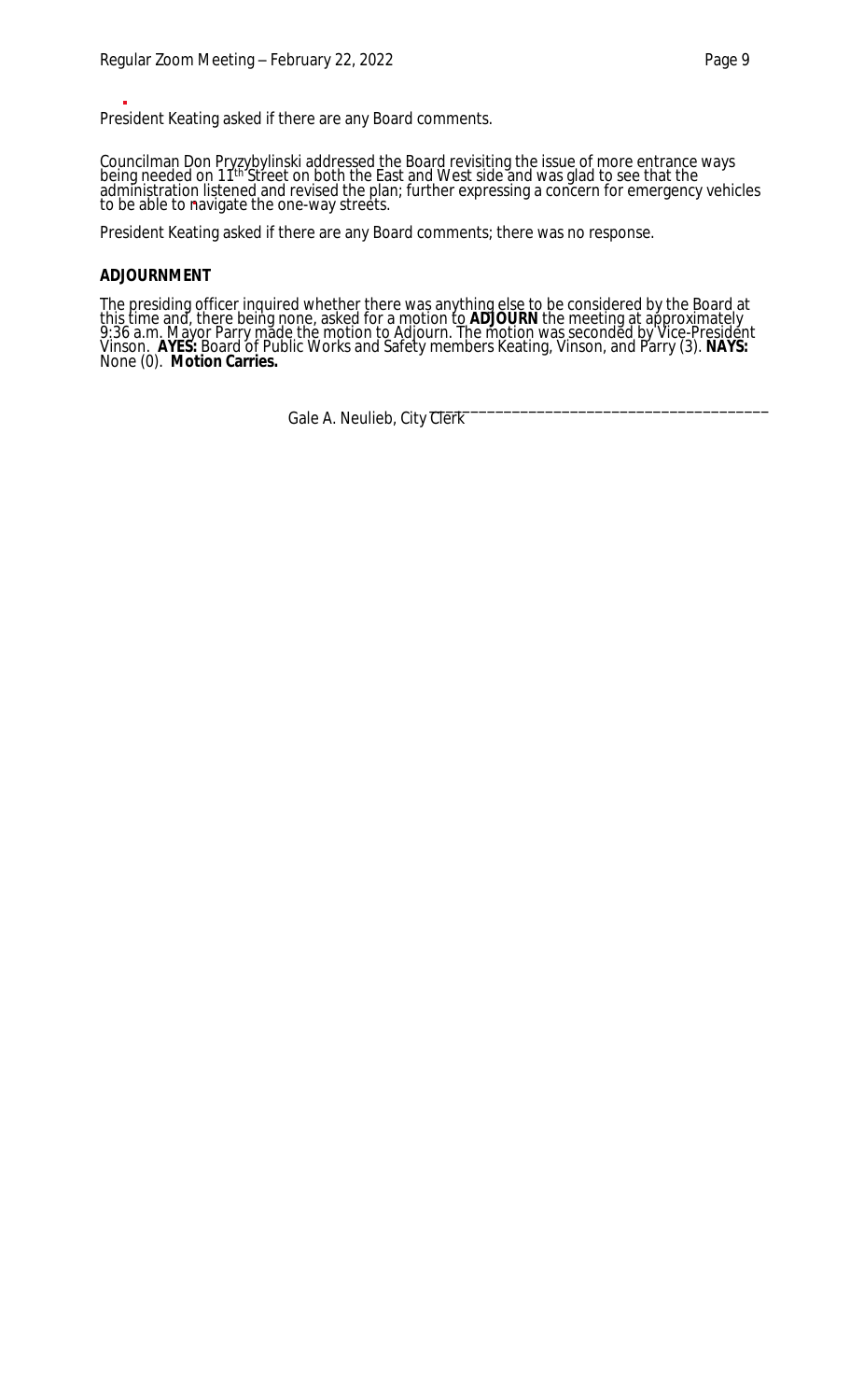President Keating asked if there are any Board comments.

Councilman Don Pryzybylinski addressed the Board revisiting the issue of more entrance ways being needed on 11th Street on both the East and West side and was glad to see that the administration listened and revised the plan; further expressing a concern for emergency vehicles to be able to navigate the one-way streets.

President Keating asked if there are any Board comments; there was no response.

**ADJOURNMENT**

The presiding officer inquired whether there was anything else to be considered by the Board at this time and, there being none, asked for a motion to **ADJOURN** the meeting at approximately 9:36 a.m. Mayor Parry made the motion to Adjourn. The motion was seconded by Vice-President Vinson. **AYES:** Board of Public Works and Safety members Keating, Vinson, and Parry (3). **NAYS:** None (0). **Motion Carries.**

\_\_\_\_\_\_\_\_\_\_\_\_\_\_\_\_\_\_\_\_\_\_\_\_\_\_\_\_\_\_\_\_\_\_\_\_\_\_\_\_

Gale A. Neulieb, City Clerk